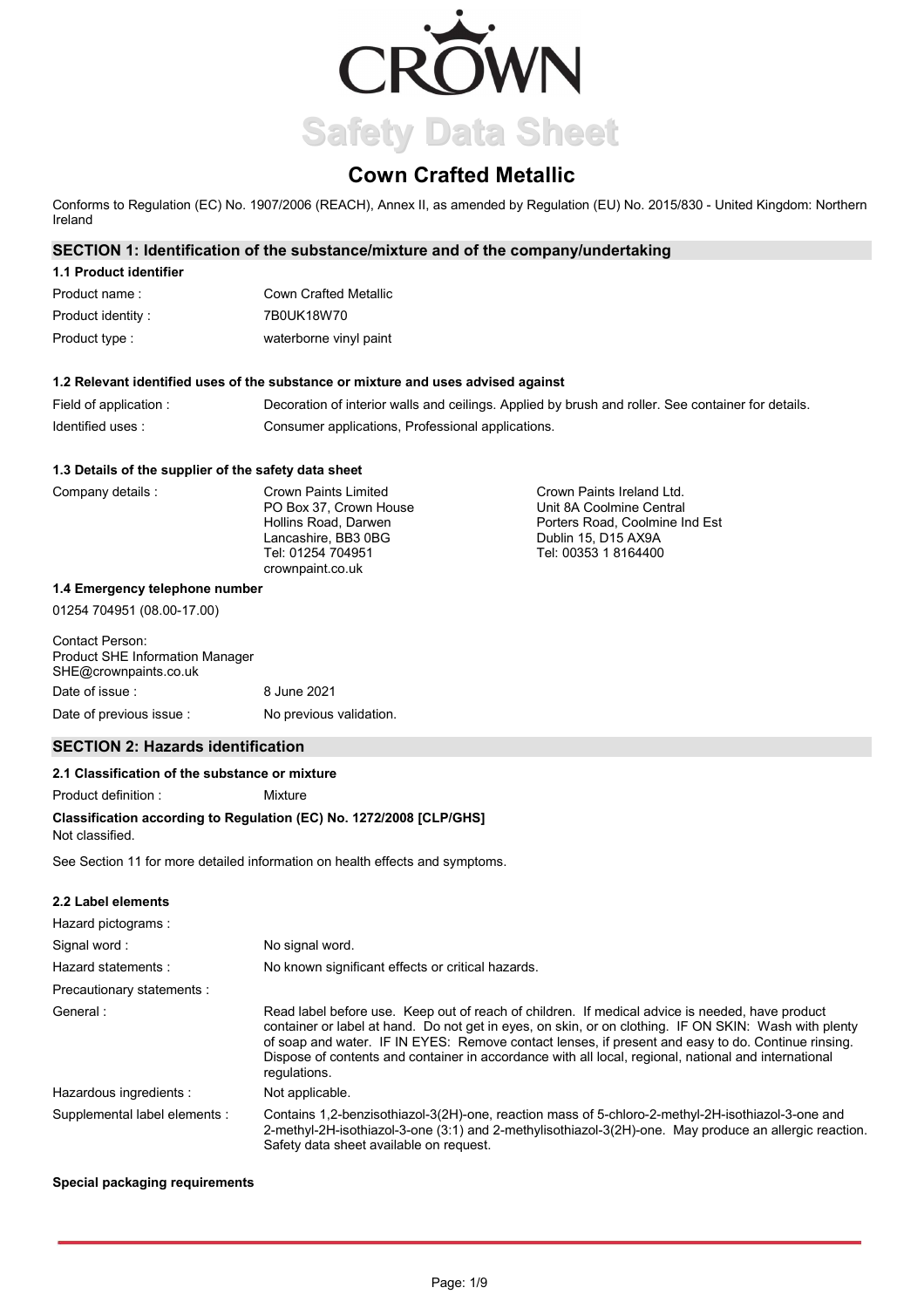CROWN

Safety Data Sheet

# Cown Crafted Metallic

Conforms to Regulation (EC) No. 1907/2006 (REACH), Annex II, as amended by Regulation (EU) No. 2015/830 - United Kingdom: Northern Ireland

## SECTION 1: Identification of the substance/mixture and of the company/undertaking

### 1.1 Product identifier

| | |
|---|---|
| Product name : | Cown Crafted Metallic |
| Product identity : | 7B0UK18W70 |
| Product type : | waterborne vinyl paint |

### 1.2 Relevant identified uses of the substance or mixture and uses advised against

| | |
|---|---|
| Field of application : | Decoration of interior walls and ceilings. Applied by brush and roller. See container for details. |
| Identified uses : | Consumer applications, Professional applications. |

### 1.3 Details of the supplier of the safety data sheet

Company details :

Crown Paints Limited
PO Box 37, Crown House
Hollins Road, Darwen
Lancashire, BB3 0BG
Tel: 01254 704951
crownpaint.co.uk

Crown Paints Ireland Ltd.
Unit 8A Coolmine Central
Porters Road, Coolmine Ind Est
Dublin 15, D15 AX9A
Tel: 00353 1 8164400

### 1.4 Emergency telephone number

01254 704951 (08.00-17.00)

Contact Person:
Product SHE Information Manager
SHE@crownpaints.co.uk

| | |
|---|---|
| Date of issue : | 8 June 2021 |
| Date of previous issue : | No previous validation. |

## SECTION 2: Hazards identification

### 2.1 Classification of the substance or mixture

Product definition : Mixture

**Classification according to Regulation (EC) No. 1272/2008 [CLP/GHS]**

Not classified.

See Section 11 for more detailed information on health effects and symptoms.

### 2.2 Label elements

| | |
|---|---|
| Hazard pictograms : | |
| Signal word : | No signal word. |
| Hazard statements : | No known significant effects or critical hazards. |
| Precautionary statements : | |
| General : | Read label before use. Keep out of reach of children. If medical advice is needed, have product container or label at hand. Do not get in eyes, on skin, or on clothing. IF ON SKIN: Wash with plenty of soap and water. IF IN EYES: Remove contact lenses, if present and easy to do. Continue rinsing. Dispose of contents and container in accordance with all local, regional, national and international regulations. |
| Hazardous ingredients : | Not applicable. |
| Supplemental label elements : | Contains 1,2-benzisothiazol-3(2H)-one, reaction mass of 5-chloro-2-methyl-2H-isothiazol-3-one and 2-methyl-2H-isothiazol-3-one (3:1) and 2-methylisothiazol-3(2H)-one. May produce an allergic reaction. Safety data sheet available on request. |

**Special packaging requirements**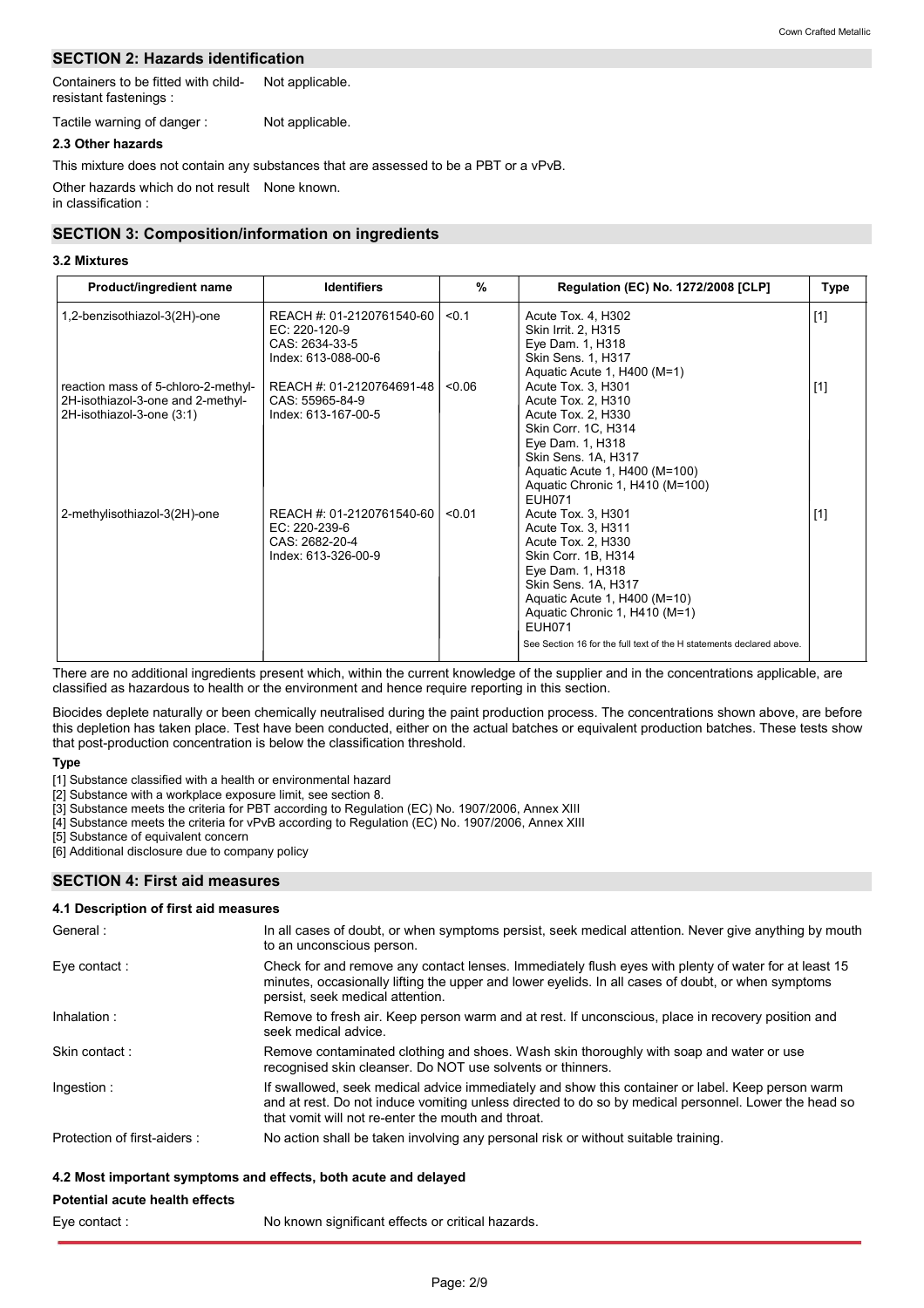## SECTION 2: Hazards identification

Containers to be fitted with child-resistant fastenings : Not applicable.

Tactile warning of danger : Not applicable.

### 2.3 Other hazards

This mixture does not contain any substances that are assessed to be a PBT or a vPvB.

Other hazards which do not result in classification : None known.

## SECTION 3: Composition/information on ingredients

### 3.2 Mixtures

| Product/ingredient name | Identifiers | % | Regulation (EC) No. 1272/2008 [CLP] | Type |
|---|---|---|---|---|
| 1,2-benzisothiazol-3(2H)-one | REACH #: 01-2120761540-60<br>EC: 220-120-9<br>CAS: 2634-33-5<br>Index: 613-088-00-6 | <0.1 | Acute Tox. 4, H302<br>Skin Irrit. 2, H315<br>Eye Dam. 1, H318<br>Skin Sens. 1, H317<br>Aquatic Acute 1, H400 (M=1) | [1] |
| reaction mass of 5-chloro-2-methyl-2H-isothiazol-3-one and 2-methyl-2H-isothiazol-3-one (3:1) | REACH #: 01-2120764691-48<br>CAS: 55965-84-9<br>Index: 613-167-00-5 | <0.06 | Acute Tox. 3, H301<br>Acute Tox. 2, H310<br>Acute Tox. 2, H330<br>Skin Corr. 1C, H314<br>Eye Dam. 1, H318<br>Skin Sens. 1A, H317<br>Aquatic Acute 1, H400 (M=100)<br>Aquatic Chronic 1, H410 (M=100)<br>EUH071 | [1] |
| 2-methylisothiazol-3(2H)-one | REACH #: 01-2120761540-60<br>EC: 220-239-6<br>CAS: 2682-20-4<br>Index: 613-326-00-9 | <0.01 | Acute Tox. 3, H301<br>Acute Tox. 3, H311<br>Acute Tox. 2, H330<br>Skin Corr. 1B, H314<br>Eye Dam. 1, H318<br>Skin Sens. 1A, H317<br>Aquatic Acute 1, H400 (M=10)<br>Aquatic Chronic 1, H410 (M=1)<br>EUH071<br>See Section 16 for the full text of the H statements declared above. | [1] |

There are no additional ingredients present which, within the current knowledge of the supplier and in the concentrations applicable, are classified as hazardous to health or the environment and hence require reporting in this section.

Biocides deplete naturally or been chemically neutralised during the paint production process. The concentrations shown above, are before this depletion has taken place. Test have been conducted, either on the actual batches or equivalent production batches. These tests show that post-production concentration is below the classification threshold.

**Type**

[1] Substance classified with a health or environmental hazard
[2] Substance with a workplace exposure limit, see section 8.
[3] Substance meets the criteria for PBT according to Regulation (EC) No. 1907/2006, Annex XIII
[4] Substance meets the criteria for vPvB according to Regulation (EC) No. 1907/2006, Annex XIII
[5] Substance of equivalent concern
[6] Additional disclosure due to company policy

## SECTION 4: First aid measures

### 4.1 Description of first aid measures

General : In all cases of doubt, or when symptoms persist, seek medical attention. Never give anything by mouth to an unconscious person.

Eye contact : Check for and remove any contact lenses. Immediately flush eyes with plenty of water for at least 15 minutes, occasionally lifting the upper and lower eyelids. In all cases of doubt, or when symptoms persist, seek medical attention.

Inhalation : Remove to fresh air. Keep person warm and at rest. If unconscious, place in recovery position and seek medical advice.

Skin contact : Remove contaminated clothing and shoes. Wash skin thoroughly with soap and water or use recognised skin cleanser. Do NOT use solvents or thinners.

Ingestion : If swallowed, seek medical advice immediately and show this container or label. Keep person warm and at rest. Do not induce vomiting unless directed to do so by medical personnel. Lower the head so that vomit will not re-enter the mouth and throat.

Protection of first-aiders : No action shall be taken involving any personal risk or without suitable training.

### 4.2 Most important symptoms and effects, both acute and delayed

**Potential acute health effects**

Eye contact : No known significant effects or critical hazards.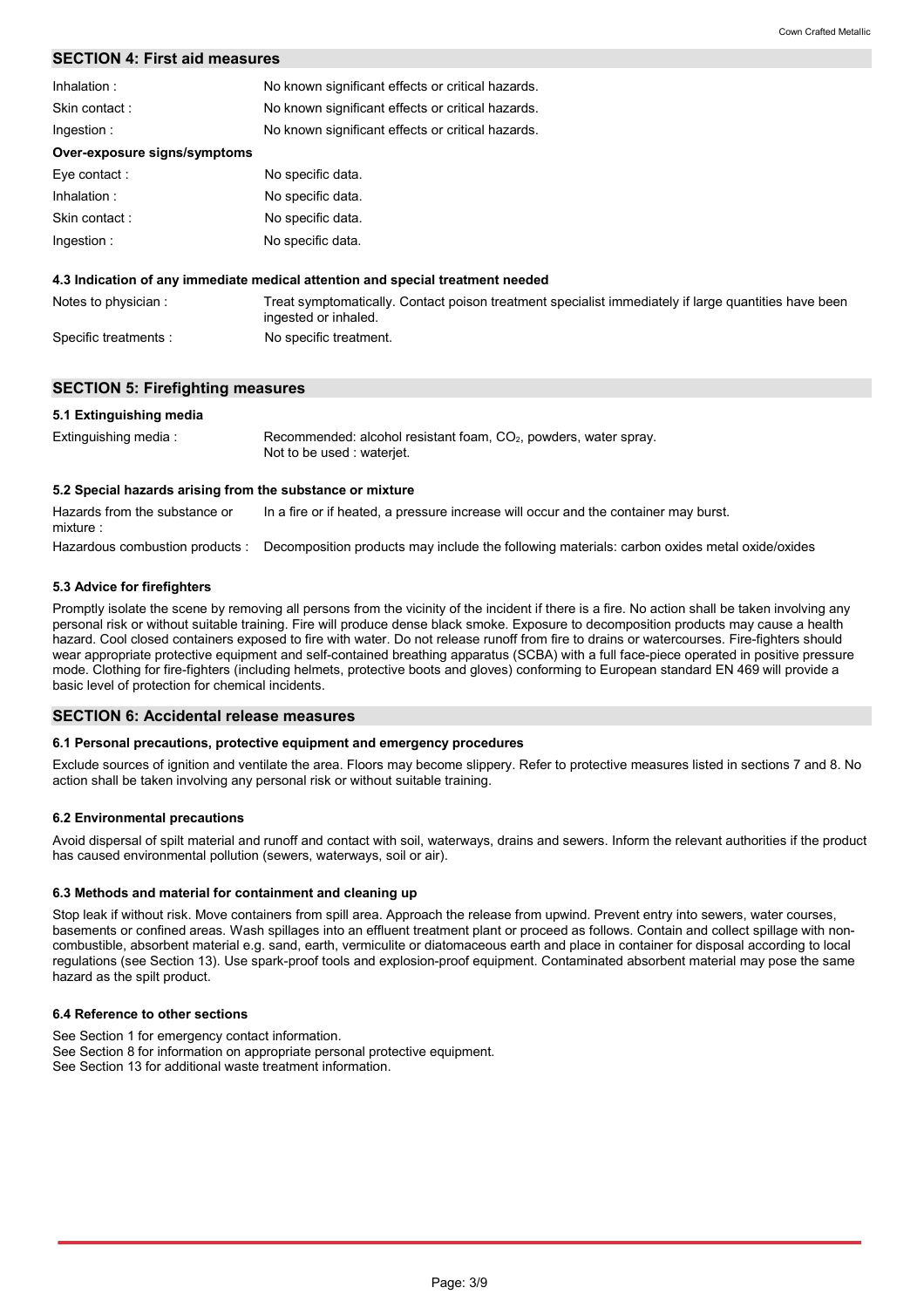## SECTION 4: First aid measures

| | |
|---|---|
| Inhalation : | No known significant effects or critical hazards. |
| Skin contact : | No known significant effects or critical hazards. |
| Ingestion : | No known significant effects or critical hazards. |

**Over-exposure signs/symptoms**

| | |
|---|---|
| Eye contact : | No specific data. |
| Inhalation : | No specific data. |
| Skin contact : | No specific data. |
| Ingestion : | No specific data. |

### 4.3 Indication of any immediate medical attention and special treatment needed

| | |
|---|---|
| Notes to physician : | Treat symptomatically. Contact poison treatment specialist immediately if large quantities have been ingested or inhaled. |
| Specific treatments : | No specific treatment. |

## SECTION 5: Firefighting measures

### 5.1 Extinguishing media

| | |
|---|---|
| Extinguishing media : | Recommended: alcohol resistant foam, $CO_2$, powders, water spray.<br>Not to be used : waterjet. |

### 5.2 Special hazards arising from the substance or mixture

| | |
|---|---|
| Hazards from the substance or mixture : | In a fire or if heated, a pressure increase will occur and the container may burst. |
| Hazardous combustion products : | Decomposition products may include the following materials: carbon oxides metal oxide/oxides |

### 5.3 Advice for firefighters

Promptly isolate the scene by removing all persons from the vicinity of the incident if there is a fire. No action shall be taken involving any personal risk or without suitable training. Fire will produce dense black smoke. Exposure to decomposition products may cause a health hazard. Cool closed containers exposed to fire with water. Do not release runoff from fire to drains or watercourses. Fire-fighters should wear appropriate protective equipment and self-contained breathing apparatus (SCBA) with a full face-piece operated in positive pressure mode. Clothing for fire-fighters (including helmets, protective boots and gloves) conforming to European standard EN 469 will provide a basic level of protection for chemical incidents.

## SECTION 6: Accidental release measures

### 6.1 Personal precautions, protective equipment and emergency procedures

Exclude sources of ignition and ventilate the area. Floors may become slippery. Refer to protective measures listed in sections 7 and 8. No action shall be taken involving any personal risk or without suitable training.

### 6.2 Environmental precautions

Avoid dispersal of spilt material and runoff and contact with soil, waterways, drains and sewers. Inform the relevant authorities if the product has caused environmental pollution (sewers, waterways, soil or air).

### 6.3 Methods and material for containment and cleaning up

Stop leak if without risk. Move containers from spill area. Approach the release from upwind. Prevent entry into sewers, water courses, basements or confined areas. Wash spillages into an effluent treatment plant or proceed as follows. Contain and collect spillage with non-combustible, absorbent material e.g. sand, earth, vermiculite or diatomaceous earth and place in container for disposal according to local regulations (see Section 13). Use spark-proof tools and explosion-proof equipment. Contaminated absorbent material may pose the same hazard as the spilt product.

### 6.4 Reference to other sections

See Section 1 for emergency contact information.
See Section 8 for information on appropriate personal protective equipment.
See Section 13 for additional waste treatment information.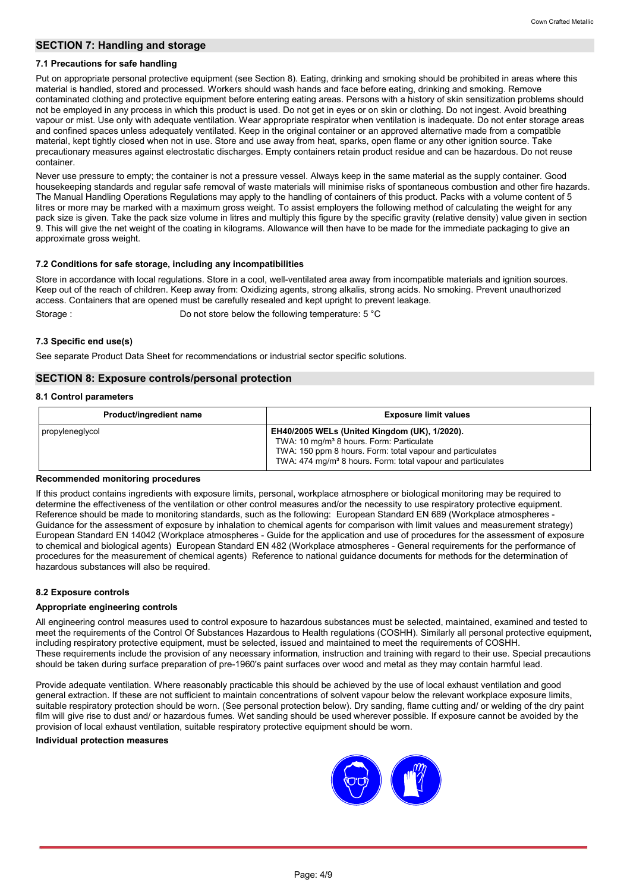## SECTION 7: Handling and storage

### 7.1 Precautions for safe handling

Put on appropriate personal protective equipment (see Section 8). Eating, drinking and smoking should be prohibited in areas where this material is handled, stored and processed. Workers should wash hands and face before eating, drinking and smoking. Remove contaminated clothing and protective equipment before entering eating areas. Persons with a history of skin sensitization problems should not be employed in any process in which this product is used. Do not get in eyes or on skin or clothing. Do not ingest. Avoid breathing vapour or mist. Use only with adequate ventilation. Wear appropriate respirator when ventilation is inadequate. Do not enter storage areas and confined spaces unless adequately ventilated. Keep in the original container or an approved alternative made from a compatible material, kept tightly closed when not in use. Store and use away from heat, sparks, open flame or any other ignition source. Take precautionary measures against electrostatic discharges. Empty containers retain product residue and can be hazardous. Do not reuse container.

Never use pressure to empty; the container is not a pressure vessel. Always keep in the same material as the supply container. Good housekeeping standards and regular safe removal of waste materials will minimise risks of spontaneous combustion and other fire hazards. The Manual Handling Operations Regulations may apply to the handling of containers of this product. Packs with a volume content of 5 litres or more may be marked with a maximum gross weight. To assist employers the following method of calculating the weight for any pack size is given. Take the pack size volume in litres and multiply this figure by the specific gravity (relative density) value given in section 9. This will give the net weight of the coating in kilograms. Allowance will then have to be made for the immediate packaging to give an approximate gross weight.

### 7.2 Conditions for safe storage, including any incompatibilities

Store in accordance with local regulations. Store in a cool, well-ventilated area away from incompatible materials and ignition sources. Keep out of the reach of children. Keep away from: Oxidizing agents, strong alkalis, strong acids. No smoking. Prevent unauthorized access. Containers that are opened must be carefully resealed and kept upright to prevent leakage.

Storage : Do not store below the following temperature: 5 °C

### 7.3 Specific end use(s)

See separate Product Data Sheet for recommendations or industrial sector specific solutions.

## SECTION 8: Exposure controls/personal protection

### 8.1 Control parameters

| Product/ingredient name | Exposure limit values |
|---|---|
| propyleneglycol | **EH40/2005 WELs (United Kingdom (UK), 1/2020).**<br>TWA: 10 mg/m³ 8 hours. Form: Particulate<br>TWA: 150 ppm 8 hours. Form: total vapour and particulates<br>TWA: 474 mg/m³ 8 hours. Form: total vapour and particulates |

**Recommended monitoring procedures**

If this product contains ingredients with exposure limits, personal, workplace atmosphere or biological monitoring may be required to determine the effectiveness of the ventilation or other control measures and/or the necessity to use respiratory protective equipment. Reference should be made to monitoring standards, such as the following: European Standard EN 689 (Workplace atmospheres - Guidance for the assessment of exposure by inhalation to chemical agents for comparison with limit values and measurement strategy) European Standard EN 14042 (Workplace atmospheres - Guide for the application and use of procedures for the assessment of exposure to chemical and biological agents) European Standard EN 482 (Workplace atmospheres - General requirements for the performance of procedures for the measurement of chemical agents) Reference to national guidance documents for methods for the determination of hazardous substances will also be required.

### 8.2 Exposure controls

**Appropriate engineering controls**

All engineering control measures used to control exposure to hazardous substances must be selected, maintained, examined and tested to meet the requirements of the Control Of Substances Hazardous to Health regulations (COSHH). Similarly all personal protective equipment, including respiratory protective equipment, must be selected, issued and maintained to meet the requirements of COSHH.
These requirements include the provision of any necessary information, instruction and training with regard to their use. Special precautions should be taken during surface preparation of pre-1960's paint surfaces over wood and metal as they may contain harmful lead.

Provide adequate ventilation. Where reasonably practicable this should be achieved by the use of local exhaust ventilation and good general extraction. If these are not sufficient to maintain concentrations of solvent vapour below the relevant workplace exposure limits, suitable respiratory protection should be worn. (See personal protection below). Dry sanding, flame cutting and/ or welding of the dry paint film will give rise to dust and/ or hazardous fumes. Wet sanding should be used wherever possible. If exposure cannot be avoided by the provision of local exhaust ventilation, suitable respiratory protective equipment should be worn.

**Individual protection measures**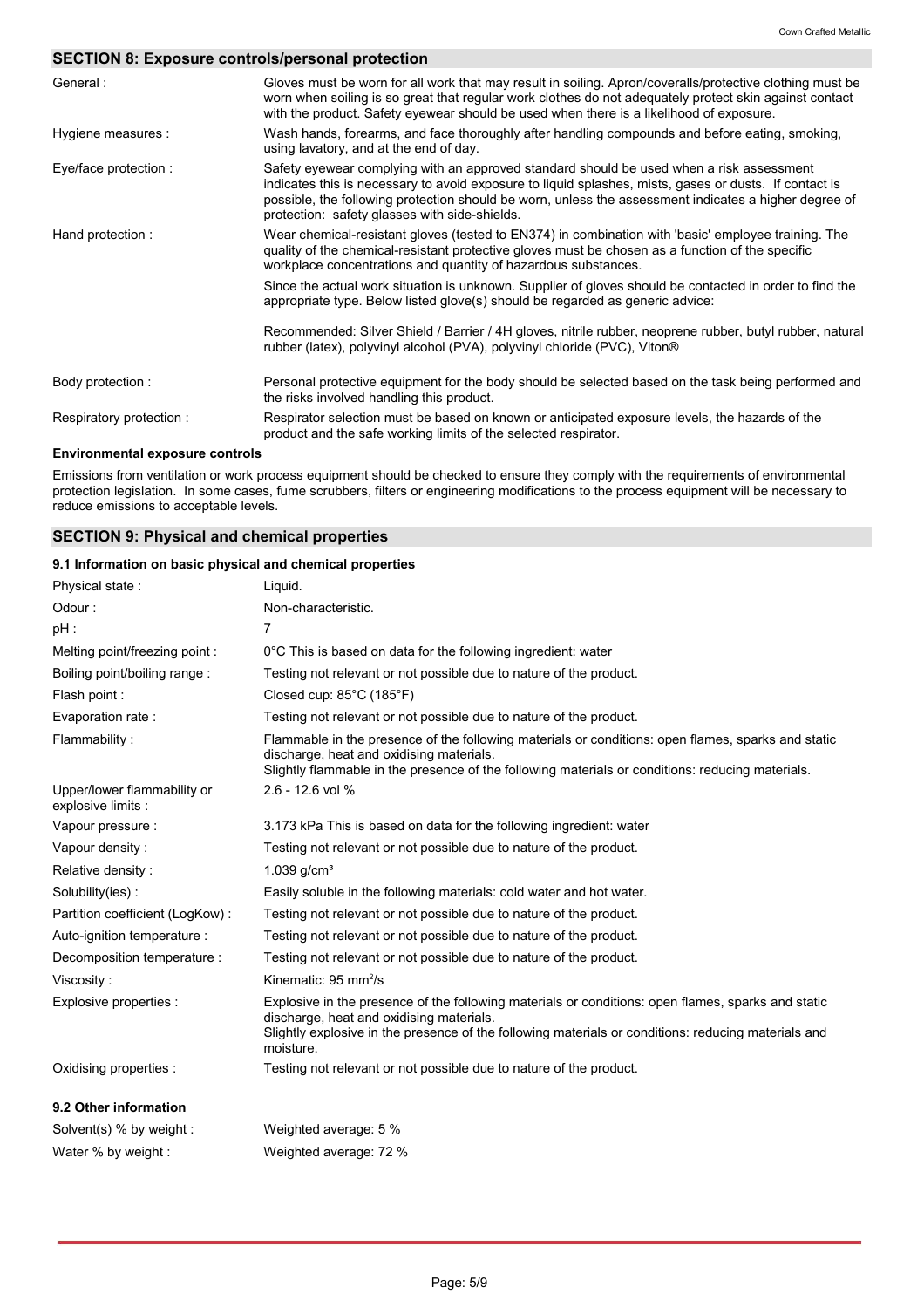## SECTION 8: Exposure controls/personal protection

| | |
|---|---|
| General : | Gloves must be worn for all work that may result in soiling. Apron/coveralls/protective clothing must be worn when soiling is so great that regular work clothes do not adequately protect skin against contact with the product. Safety eyewear should be used when there is a likelihood of exposure. |
| Hygiene measures : | Wash hands, forearms, and face thoroughly after handling compounds and before eating, smoking, using lavatory, and at the end of day. |
| Eye/face protection : | Safety eyewear complying with an approved standard should be used when a risk assessment indicates this is necessary to avoid exposure to liquid splashes, mists, gases or dusts. If contact is possible, the following protection should be worn, unless the assessment indicates a higher degree of protection: safety glasses with side-shields. |
| Hand protection : | Wear chemical-resistant gloves (tested to EN374) in combination with 'basic' employee training. The quality of the chemical-resistant protective gloves must be chosen as a function of the specific workplace concentrations and quantity of hazardous substances.<br><br>Since the actual work situation is unknown. Supplier of gloves should be contacted in order to find the appropriate type. Below listed glove(s) should be regarded as generic advice:<br><br>Recommended: Silver Shield / Barrier / 4H gloves, nitrile rubber, neoprene rubber, butyl rubber, natural rubber (latex), polyvinyl alcohol (PVA), polyvinyl chloride (PVC), Viton® |
| Body protection : | Personal protective equipment for the body should be selected based on the task being performed and the risks involved handling this product. |
| Respiratory protection : | Respirator selection must be based on known or anticipated exposure levels, the hazards of the product and the safe working limits of the selected respirator. |

**Environmental exposure controls**

Emissions from ventilation or work process equipment should be checked to ensure they comply with the requirements of environmental protection legislation. In some cases, fume scrubbers, filters or engineering modifications to the process equipment will be necessary to reduce emissions to acceptable levels.

## SECTION 9: Physical and chemical properties

### 9.1 Information on basic physical and chemical properties

| | |
|---|---|
| Physical state : | Liquid. |
| Odour : | Non-characteristic. |
| pH : | 7 |
| Melting point/freezing point : | 0°C This is based on data for the following ingredient: water |
| Boiling point/boiling range : | Testing not relevant or not possible due to nature of the product. |
| Flash point : | Closed cup: 85°C (185°F) |
| Evaporation rate : | Testing not relevant or not possible due to nature of the product. |
| Flammability : | Flammable in the presence of the following materials or conditions: open flames, sparks and static discharge, heat and oxidising materials.<br>Slightly flammable in the presence of the following materials or conditions: reducing materials. |
| Upper/lower flammability or explosive limits : | 2.6 - 12.6 vol % |
| Vapour pressure : | 3.173 kPa This is based on data for the following ingredient: water |
| Vapour density : | Testing not relevant or not possible due to nature of the product. |
| Relative density : | 1.039 g/cm³ |
| Solubility(ies) : | Easily soluble in the following materials: cold water and hot water. |
| Partition coefficient (LogKow) : | Testing not relevant or not possible due to nature of the product. |
| Auto-ignition temperature : | Testing not relevant or not possible due to nature of the product. |
| Decomposition temperature : | Testing not relevant or not possible due to nature of the product. |
| Viscosity : | Kinematic: 95 $mm^2/s$ |
| Explosive properties : | Explosive in the presence of the following materials or conditions: open flames, sparks and static discharge, heat and oxidising materials.<br>Slightly explosive in the presence of the following materials or conditions: reducing materials and moisture. |
| Oxidising properties : | Testing not relevant or not possible due to nature of the product. |

### 9.2 Other information

| | |
|---|---|
| Solvent(s) % by weight : | Weighted average: 5 % |
| Water % by weight : | Weighted average: 72 % |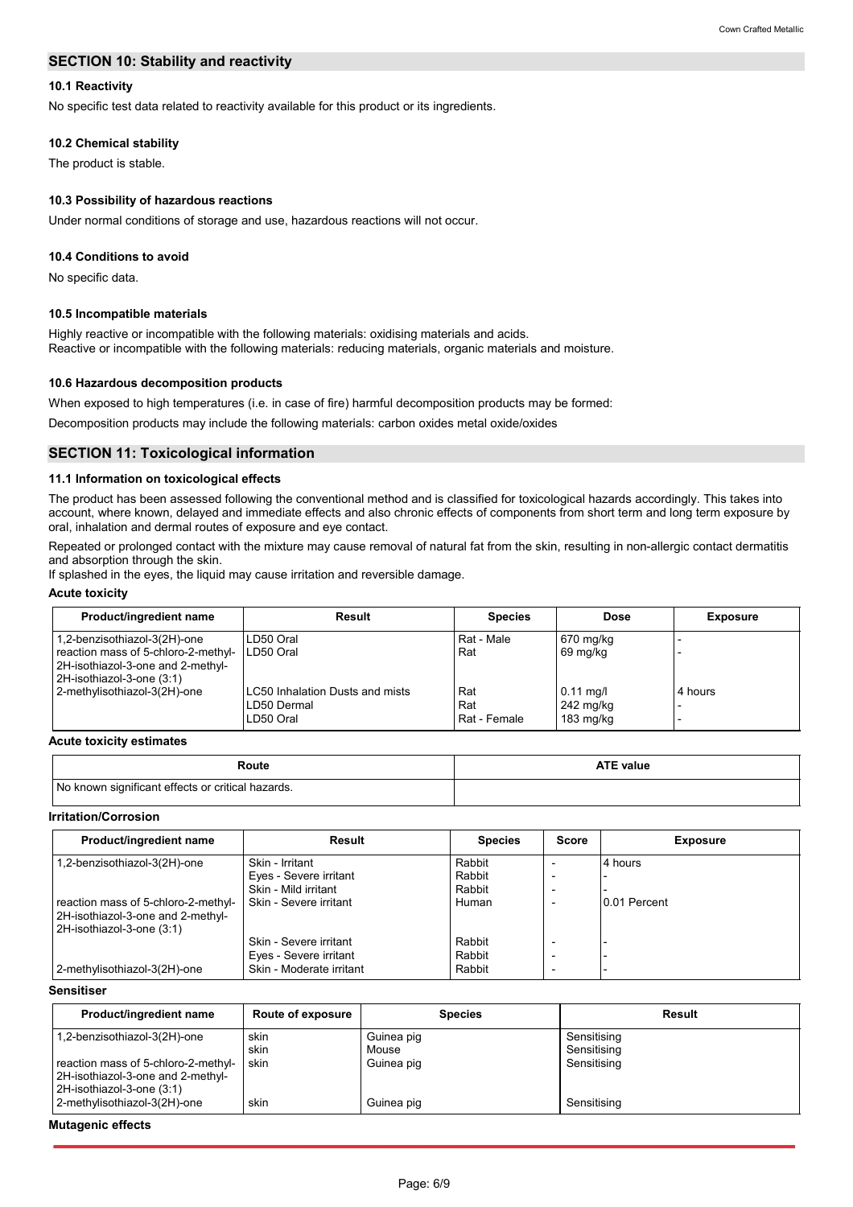## SECTION 10: Stability and reactivity

### 10.1 Reactivity

No specific test data related to reactivity available for this product or its ingredients.

### 10.2 Chemical stability

The product is stable.

### 10.3 Possibility of hazardous reactions

Under normal conditions of storage and use, hazardous reactions will not occur.

### 10.4 Conditions to avoid

No specific data.

### 10.5 Incompatible materials

Highly reactive or incompatible with the following materials: oxidising materials and acids.
Reactive or incompatible with the following materials: reducing materials, organic materials and moisture.

### 10.6 Hazardous decomposition products

When exposed to high temperatures (i.e. in case of fire) harmful decomposition products may be formed:

Decomposition products may include the following materials: carbon oxides metal oxide/oxides

## SECTION 11: Toxicological information

### 11.1 Information on toxicological effects

The product has been assessed following the conventional method and is classified for toxicological hazards accordingly. This takes into account, where known, delayed and immediate effects and also chronic effects of components from short term and long term exposure by oral, inhalation and dermal routes of exposure and eye contact.

Repeated or prolonged contact with the mixture may cause removal of natural fat from the skin, resulting in non-allergic contact dermatitis and absorption through the skin.
If splashed in the eyes, the liquid may cause irritation and reversible damage.

**Acute toxicity**

| Product/ingredient name | Result | Species | Dose | Exposure |
|---|---|---|---|---|
| 1,2-benzisothiazol-3(2H)-one | LD50 Oral | Rat - Male | 670 mg/kg | - |
| reaction mass of 5-chloro-2-methyl-2H-isothiazol-3-one and 2-methyl-2H-isothiazol-3-one (3:1) | LD50 Oral | Rat | 69 mg/kg | - |
| 2-methylisothiazol-3(2H)-one | LC50 Inhalation Dusts and mists | Rat | 0.11 mg/l | 4 hours |
| | LD50 Dermal | Rat | 242 mg/kg | - |
| | LD50 Oral | Rat - Female | 183 mg/kg | - |

**Acute toxicity estimates**

| Route | ATE value |
|---|---|
| No known significant effects or critical hazards. | |

**Irritation/Corrosion**

| Product/ingredient name | Result | Species | Score | Exposure |
|---|---|---|---|---|
| 1,2-benzisothiazol-3(2H)-one | Skin - Irritant | Rabbit | - | 4 hours |
| | Eyes - Severe irritant | Rabbit | - | - |
| | Skin - Mild irritant | Rabbit | - | - |
| reaction mass of 5-chloro-2-methyl-2H-isothiazol-3-one and 2-methyl-2H-isothiazol-3-one (3:1) | Skin - Severe irritant | Human | - | 0.01 Percent |
| | Skin - Severe irritant | Rabbit | - | - |
| | Eyes - Severe irritant | Rabbit | - | - |
| 2-methylisothiazol-3(2H)-one | Skin - Moderate irritant | Rabbit | - | - |

**Sensitiser**

| Product/ingredient name | Route of exposure | Species | Result |
|---|---|---|---|
| 1,2-benzisothiazol-3(2H)-one | skin | Guinea pig | Sensitising |
| | skin | Mouse | Sensitising |
| reaction mass of 5-chloro-2-methyl-2H-isothiazol-3-one and 2-methyl-2H-isothiazol-3-one (3:1) | skin | Guinea pig | Sensitising |
| 2-methylisothiazol-3(2H)-one | skin | Guinea pig | Sensitising |

**Mutagenic effects**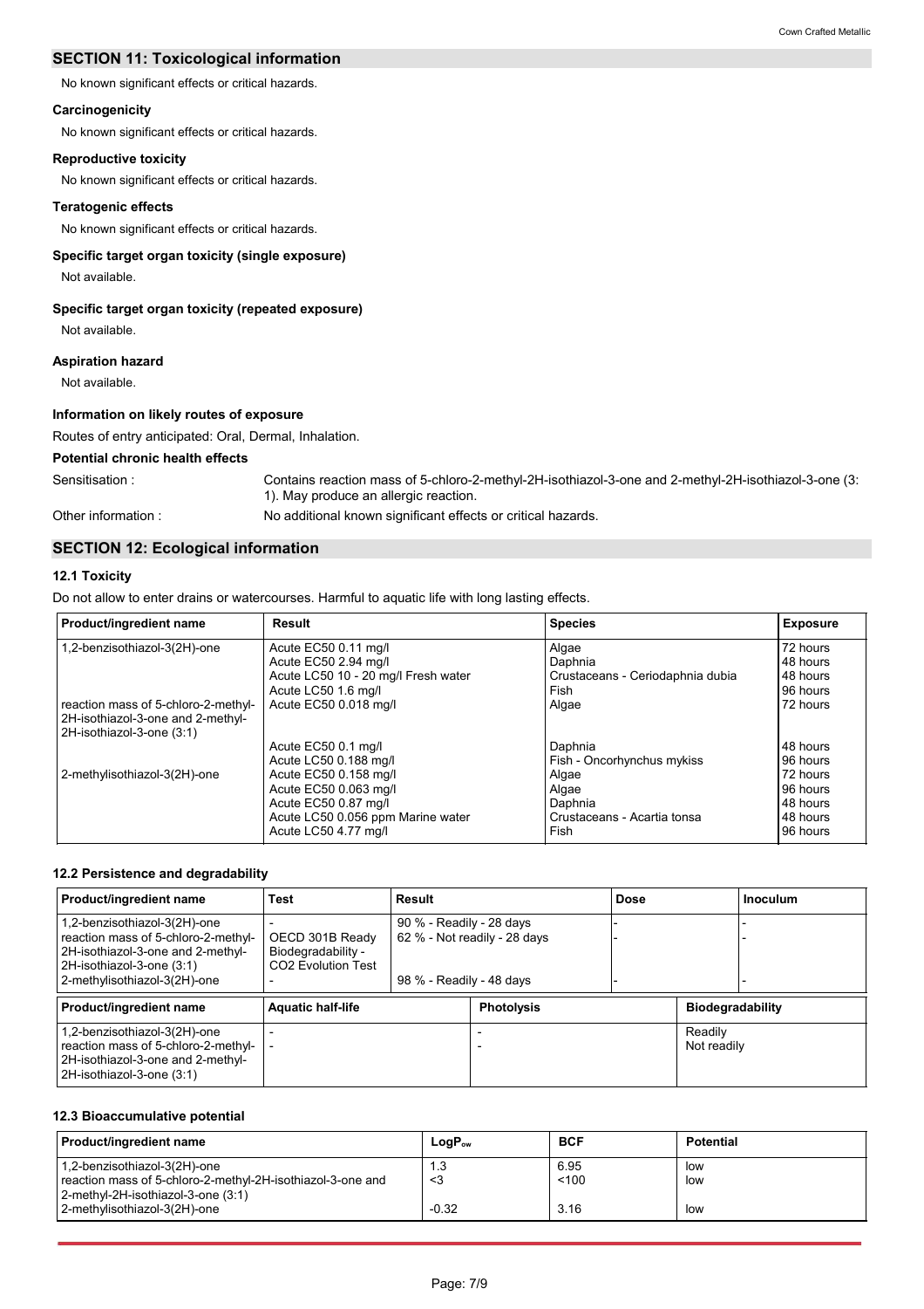## SECTION 11: Toxicological information

No known significant effects or critical hazards.

**Carcinogenicity**

No known significant effects or critical hazards.

**Reproductive toxicity**

No known significant effects or critical hazards.

**Teratogenic effects**

No known significant effects or critical hazards.

**Specific target organ toxicity (single exposure)**

Not available.

**Specific target organ toxicity (repeated exposure)**

Not available.

**Aspiration hazard**

Not available.

**Information on likely routes of exposure**

Routes of entry anticipated: Oral, Dermal, Inhalation.

**Potential chronic health effects**

Sensitisation : Contains reaction mass of 5-chloro-2-methyl-2H-isothiazol-3-one and 2-methyl-2H-isothiazol-3-one (3:1). May produce an allergic reaction.

Other information : No additional known significant effects or critical hazards.

## SECTION 12: Ecological information

### 12.1 Toxicity

Do not allow to enter drains or watercourses. Harmful to aquatic life with long lasting effects.

| Product/ingredient name | Result | Species | Exposure |
|---|---|---|---|
| 1,2-benzisothiazol-3(2H)-one | Acute EC50 0.11 mg/l | Algae | 72 hours |
| | Acute EC50 2.94 mg/l | Daphnia | 48 hours |
| | Acute LC50 10 - 20 mg/l Fresh water | Crustaceans - Ceriodaphnia dubia | 48 hours |
| | Acute LC50 1.6 mg/l | Fish | 96 hours |
| reaction mass of 5-chloro-2-methyl-2H-isothiazol-3-one and 2-methyl-2H-isothiazol-3-one (3:1) | Acute EC50 0.018 mg/l | Algae | 72 hours |
| | Acute EC50 0.1 mg/l | Daphnia | 48 hours |
| | Acute LC50 0.188 mg/l | Fish - Oncorhynchus mykiss | 96 hours |
| 2-methylisothiazol-3(2H)-one | Acute EC50 0.158 mg/l | Algae | 72 hours |
| | Acute EC50 0.063 mg/l | Algae | 96 hours |
| | Acute EC50 0.87 mg/l | Daphnia | 48 hours |
| | Acute LC50 0.056 ppm Marine water | Crustaceans - Acartia tonsa | 48 hours |
| | Acute LC50 4.77 mg/l | Fish | 96 hours |

### 12.2 Persistence and degradability

| Product/ingredient name | Test | Result | Dose | Inoculum |
|---|---|---|---|---|
| 1,2-benzisothiazol-3(2H)-one | - | 90 % - Readily - 28 days | - | - |
| reaction mass of 5-chloro-2-methyl-2H-isothiazol-3-one and 2-methyl-2H-isothiazol-3-one (3:1) | OECD 301B Ready Biodegradability - CO2 Evolution Test | 62 % - Not readily - 28 days | - | - |
| 2-methylisothiazol-3(2H)-one | - | 98 % - Readily - 48 days | - | - |

| Product/ingredient name | Aquatic half-life | Photolysis | Biodegradability |
|---|---|---|---|
| 1,2-benzisothiazol-3(2H)-one | - | - | Readily |
| reaction mass of 5-chloro-2-methyl-2H-isothiazol-3-one and 2-methyl-2H-isothiazol-3-one (3:1) | - | - | Not readily |

### 12.3 Bioaccumulative potential

| Product/ingredient name | $LogP_{ow}$ | BCF | Potential |
|---|---|---|---|
| 1,2-benzisothiazol-3(2H)-one | 1.3 | 6.95 | low |
| reaction mass of 5-chloro-2-methyl-2H-isothiazol-3-one and 2-methyl-2H-isothiazol-3-one (3:1) | <3 | <100 | low |
| 2-methylisothiazol-3(2H)-one | -0.32 | 3.16 | low |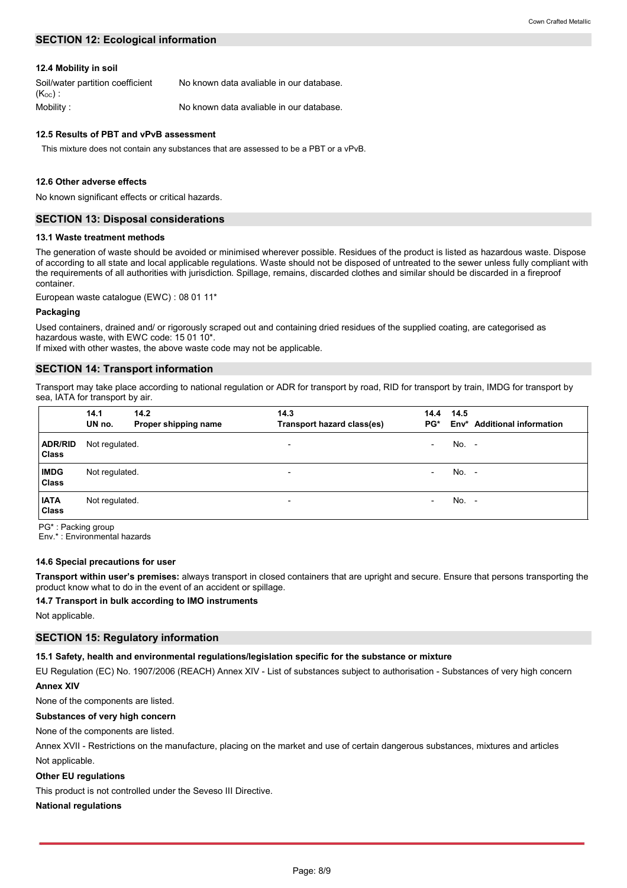## SECTION 12: Ecological information

### 12.4 Mobility in soil

Soil/water partition coefficient ($K_{OC}$) : No known data avaliable in our database.

Mobility : No known data avaliable in our database.

### 12.5 Results of PBT and vPvB assessment

This mixture does not contain any substances that are assessed to be a PBT or a vPvB.

### 12.6 Other adverse effects

No known significant effects or critical hazards.

## SECTION 13: Disposal considerations

### 13.1 Waste treatment methods

The generation of waste should be avoided or minimised wherever possible. Residues of the product is listed as hazardous waste. Dispose of according to all state and local applicable regulations. Waste should not be disposed of untreated to the sewer unless fully compliant with the requirements of all authorities with jurisdiction. Spillage, remains, discarded clothes and similar should be discarded in a fireproof container.

European waste catalogue (EWC) : 08 01 11*

**Packaging**

Used containers, drained and/ or rigorously scraped out and containing dried residues of the supplied coating, are categorised as hazardous waste, with EWC code: 15 01 10*.
If mixed with other wastes, the above waste code may not be applicable.

## SECTION 14: Transport information

Transport may take place according to national regulation or ADR for transport by road, RID for transport by train, IMDG for transport by sea, IATA for transport by air.

| | 14.1 UN no. | 14.2 Proper shipping name | 14.3 Transport hazard class(es) | 14.4 PG* | 14.5 Env* | Additional information |
|---|---|---|---|---|---|---|
| **ADR/RID Class** | Not regulated. | | - | - | No. | - |
| **IMDG Class** | Not regulated. | | - | - | No. | - |
| **IATA Class** | Not regulated. | | - | - | No. | - |

PG* : Packing group
Env.* : Environmental hazards

### 14.6 Special precautions for user

**Transport within user's premises:** always transport in closed containers that are upright and secure. Ensure that persons transporting the product know what to do in the event of an accident or spillage.

### 14.7 Transport in bulk according to IMO instruments

Not applicable.

## SECTION 15: Regulatory information

### 15.1 Safety, health and environmental regulations/legislation specific for the substance or mixture

EU Regulation (EC) No. 1907/2006 (REACH) Annex XIV - List of substances subject to authorisation - Substances of very high concern

**Annex XIV**

None of the components are listed.

**Substances of very high concern**

None of the components are listed.

Annex XVII - Restrictions on the manufacture, placing on the market and use of certain dangerous substances, mixtures and articles

Not applicable.

**Other EU regulations**

This product is not controlled under the Seveso III Directive.

**National regulations**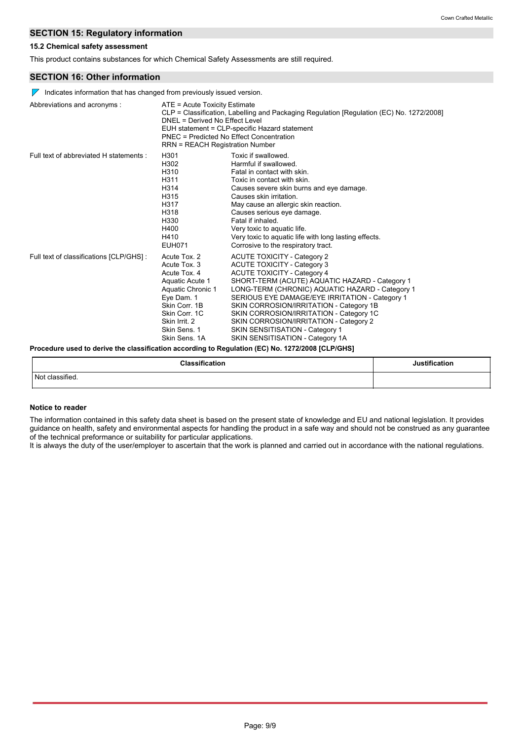## SECTION 15: Regulatory information

### 15.2 Chemical safety assessment

This product contains substances for which Chemical Safety Assessments are still required.

## SECTION 16: Other information

Indicates information that has changed from previously issued version.

Abbreviations and acronyms :
ATE = Acute Toxicity Estimate
CLP = Classification, Labelling and Packaging Regulation [Regulation (EC) No. 1272/2008]
DNEL = Derived No Effect Level
EUH statement = CLP-specific Hazard statement
PNEC = Predicted No Effect Concentration
RRN = REACH Registration Number

Full text of abbreviated H statements :

| | |
|---|---|
| H301 | Toxic if swallowed. |
| H302 | Harmful if swallowed. |
| H310 | Fatal in contact with skin. |
| H311 | Toxic in contact with skin. |
| H314 | Causes severe skin burns and eye damage. |
| H315 | Causes skin irritation. |
| H317 | May cause an allergic skin reaction. |
| H318 | Causes serious eye damage. |
| H330 | Fatal if inhaled. |
| H400 | Very toxic to aquatic life. |
| H410 | Very toxic to aquatic life with long lasting effects. |
| EUH071 | Corrosive to the respiratory tract. |

Full text of classifications [CLP/GHS] :

| | |
|---|---|
| Acute Tox. 2 | ACUTE TOXICITY - Category 2 |
| Acute Tox. 3 | ACUTE TOXICITY - Category 3 |
| Acute Tox. 4 | ACUTE TOXICITY - Category 4 |
| Aquatic Acute 1 | SHORT-TERM (ACUTE) AQUATIC HAZARD - Category 1 |
| Aquatic Chronic 1 | LONG-TERM (CHRONIC) AQUATIC HAZARD - Category 1 |
| Eye Dam. 1 | SERIOUS EYE DAMAGE/EYE IRRITATION - Category 1 |
| Skin Corr. 1B | SKIN CORROSION/IRRITATION - Category 1B |
| Skin Corr. 1C | SKIN CORROSION/IRRITATION - Category 1C |
| Skin Irrit. 2 | SKIN CORROSION/IRRITATION - Category 2 |
| Skin Sens. 1 | SKIN SENSITISATION - Category 1 |
| Skin Sens. 1A | SKIN SENSITISATION - Category 1A |

**Procedure used to derive the classification according to Regulation (EC) No. 1272/2008 [CLP/GHS]**

| Classification | Justification |
|---|---|
| Not classified. | |

### Notice to reader

The information contained in this safety data sheet is based on the present state of knowledge and EU and national legislation. It provides guidance on health, safety and environmental aspects for handling the product in a safe way and should not be construed as any guarantee of the technical preformance or suitability for particular applications.
It is always the duty of the user/employer to ascertain that the work is planned and carried out in accordance with the national regulations.